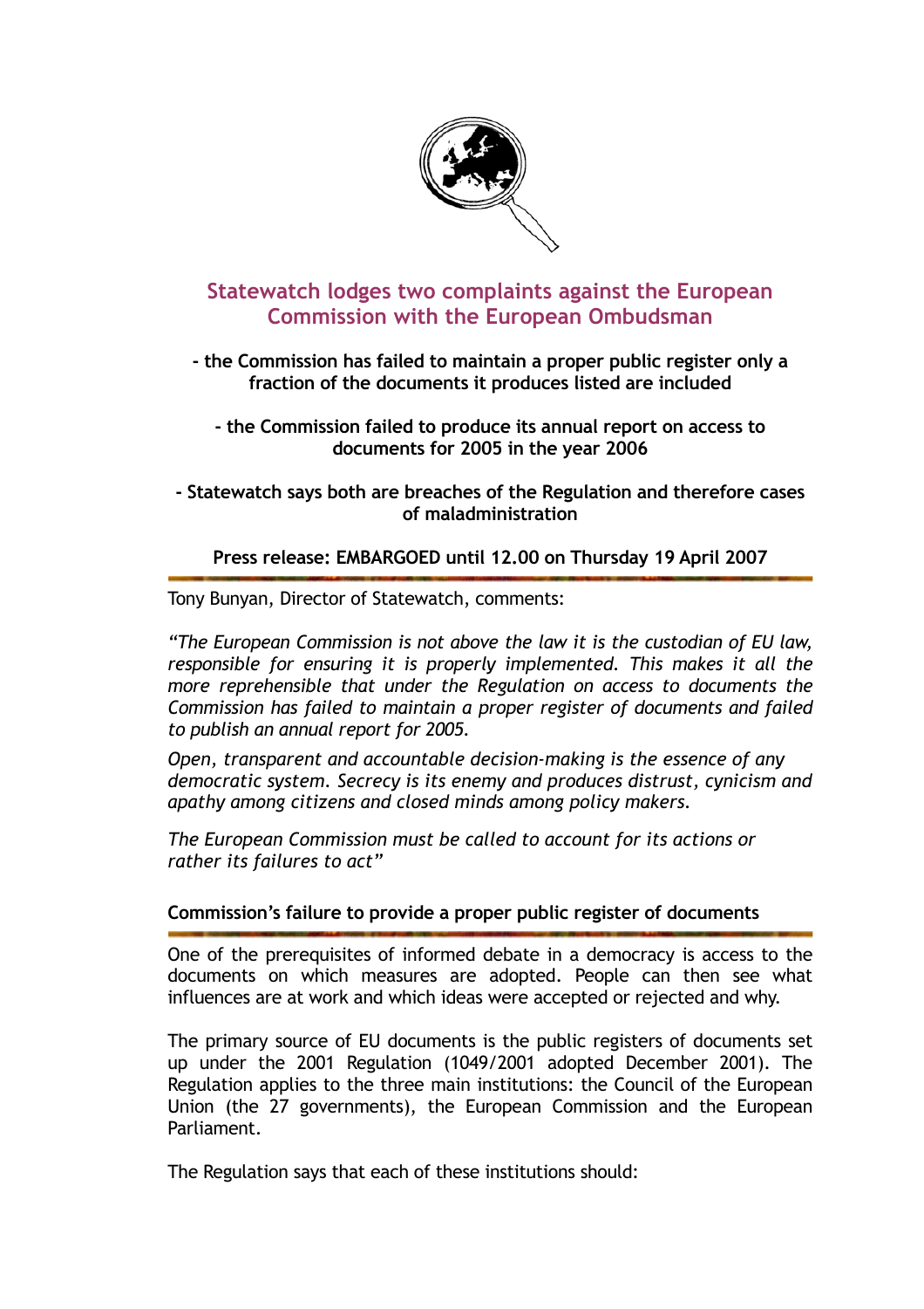# Statewatch lodges two complaints against the European Commission with the European Ombudsman

**- the Commission has failed to maintain a proper public register only a fraction of the documents it produces listed are included**

**- the Commission failed to produce its annual report on access to documents for 2005 in the year 2006**

**- Statewatch says both are breaches of the Regulation and therefore cases of maladministration**

**Press release: EMBARGOED until 12.00 on Thursday 19 April 2007**

Tony Bunyan, Director of Statewatch, comments:

*"The European Commission is not above the law it is the custodian of EU law, responsible for ensuring it is properly implemented. This makes it all the more reprehensible that under the Regulation on access to documents the Commission has failed to maintain a proper register of documents and failed to publish an annual report for 2005.*

*Open, transparent and accountable decision-making is the essence of any democratic system. Secrecy is its enemy and produces distrust, cynicism and apathy among citizens and closed minds among policy makers.*

*The European Commission must be called to account for its actions or rather its failures to act"*

## Commission's failure to provide a proper public register of documents

One of the prerequisites of informed debate in a democracy is access to the documents on which measures are adopted. People can then see what influences are at work and which ideas were accepted or rejected and why.

The primary source of EU documents is the public registers of documents set up under the 2001 Regulation (1049/2001 adopted December 2001). The Regulation applies to the three main institutions: the Council of the European Union (the 27 governments), the European Commission and the European Parliament.

The Regulation says that each of these institutions should: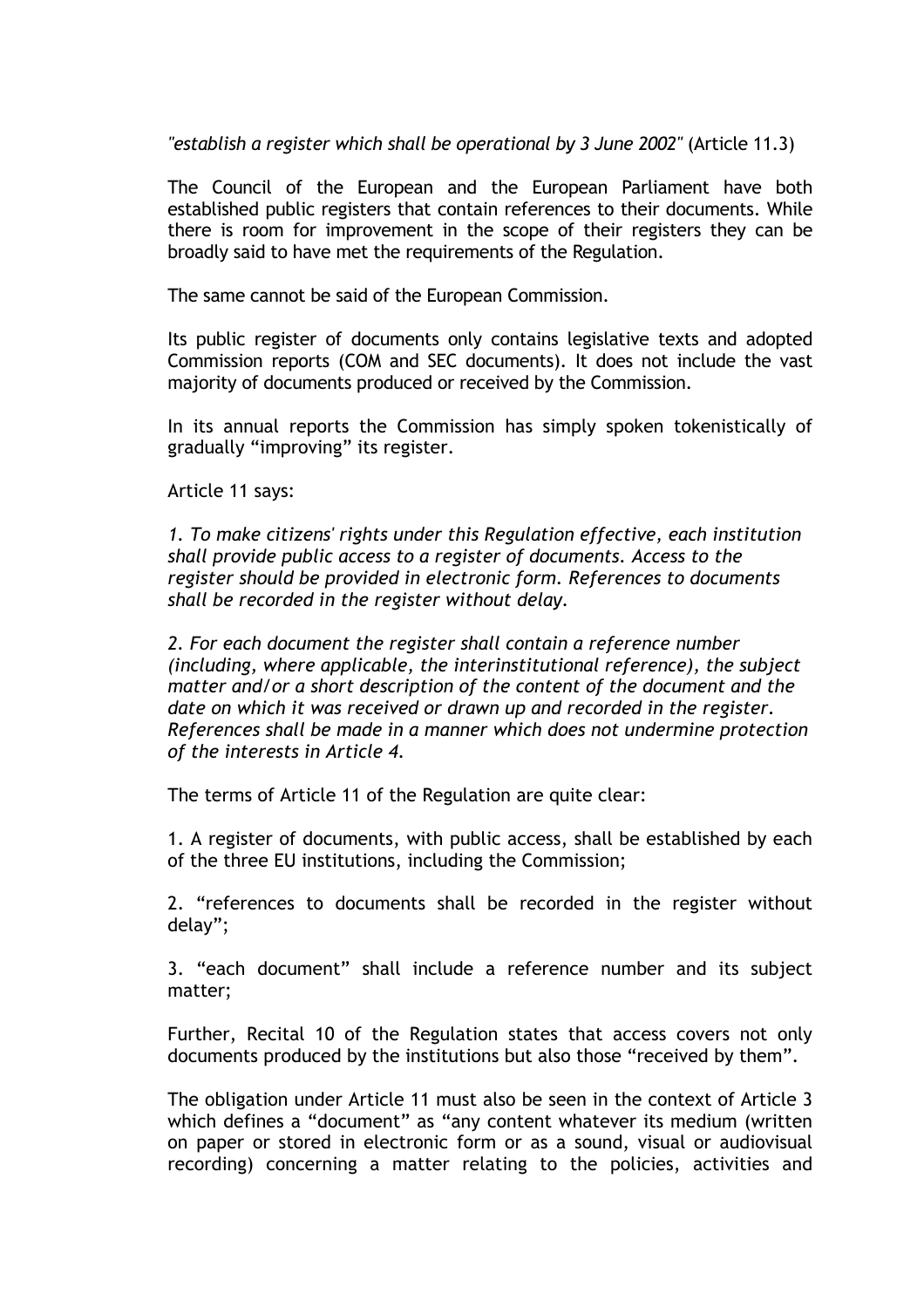*"establish a register which shall be operational by 3 June 2002"* (Article 11.3)

The Council of the European and the European Parliament have both established public registers that contain references to their documents. While there is room for improvement in the scope of their registers they can be broadly said to have met the requirements of the Regulation.

The same cannot be said of the European Commission.

Its public register of documents only contains legislative texts and adopted Commission reports (COM and SEC documents). It does not include the vast majority of documents produced or received by the Commission.

In its annual reports the Commission has simply spoken tokenistically of gradually "improving" its register.

Article 11 says:

*1. To make citizens' rights under this Regulation effective, each institution shall provide public access to a register of documents. Access to the register should be provided in electronic form. References to documents shall be recorded in the register without delay.*

*2. For each document the register shall contain a reference number (including, where applicable, the interinstitutional reference), the subject matter and/or a short description of the content of the document and the date on which it was received or drawn up and recorded in the register. References shall be made in a manner which does not undermine protection of the interests in Article 4.*

The terms of Article 11 of the Regulation are quite clear:

1. A register of documents, with public access, shall be established by each of the three EU institutions, including the Commission;

2. "references to documents shall be recorded in the register without delay";

3. "each document" shall include a reference number and its subject matter;

Further, Recital 10 of the Regulation states that access covers not only documents produced by the institutions but also those "received by them".

The obligation under Article 11 must also be seen in the context of Article 3 which defines a "document" as "any content whatever its medium (written on paper or stored in electronic form or as a sound, visual or audiovisual recording) concerning a matter relating to the policies, activities and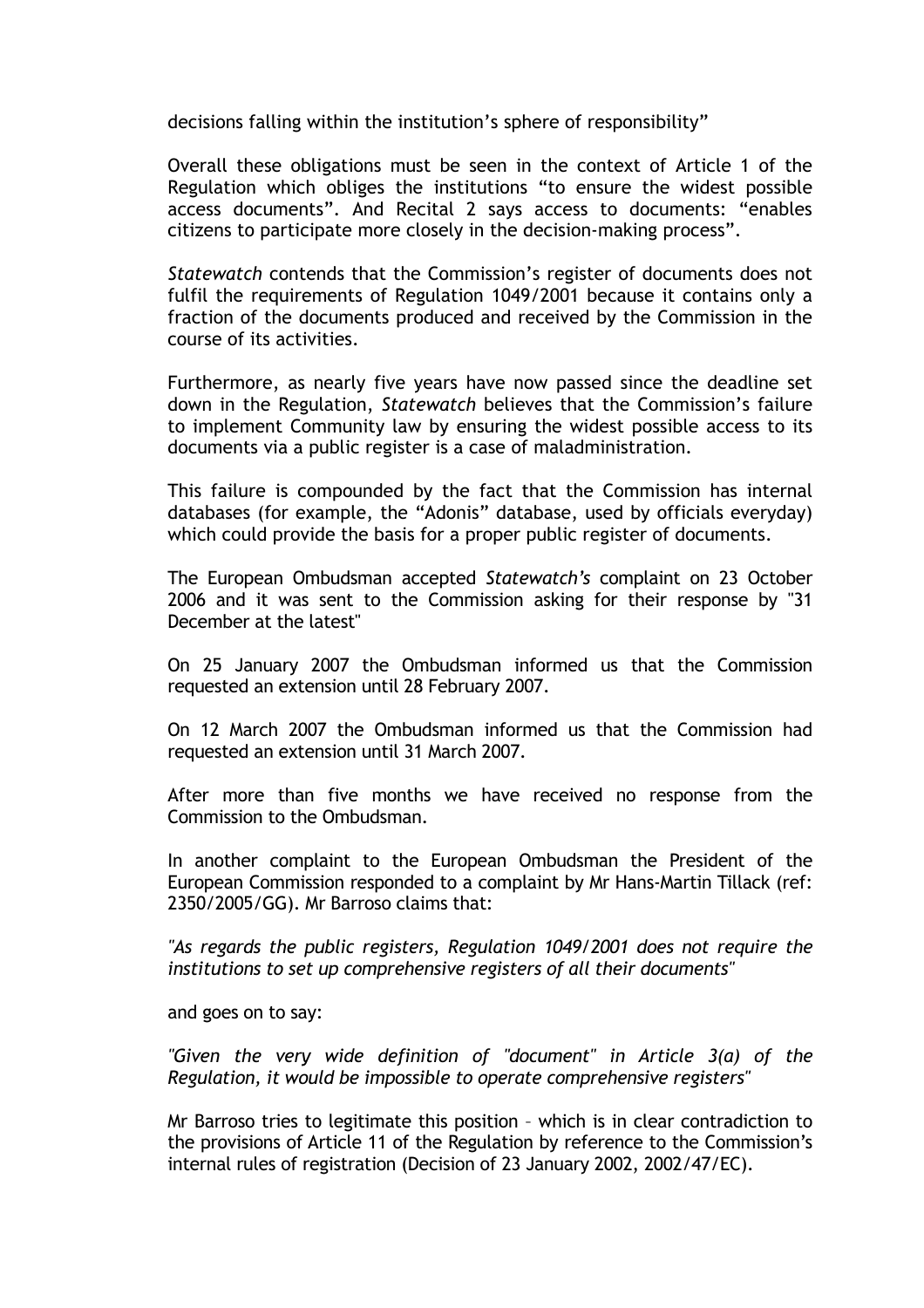decisions falling within the institution's sphere of responsibility"

Overall these obligations must be seen in the context of Article 1 of the Regulation which obliges the institutions "to ensure the widest possible access documents". And Recital 2 says access to documents: "enables citizens to participate more closely in the decision-making process".

*Statewatch* contends that the Commission's register of documents does not fulfil the requirements of Regulation 1049/2001 because it contains only a fraction of the documents produced and received by the Commission in the course of its activities.

Furthermore, as nearly five years have now passed since the deadline set down in the Regulation, *Statewatch* believes that the Commission's failure to implement Community law by ensuring the widest possible access to its documents via a public register is a case of maladministration.

This failure is compounded by the fact that the Commission has internal databases (for example, the "Adonis" database, used by officials everyday) which could provide the basis for a proper public register of documents.

The European Ombudsman accepted *Statewatch's* complaint on 23 October 2006 and it was sent to the Commission asking for their response by "31 December at the latest"

On 25 January 2007 the Ombudsman informed us that the Commission requested an extension until 28 February 2007.

On 12 March 2007 the Ombudsman informed us that the Commission had requested an extension until 31 March 2007.

After more than five months we have received no response from the Commission to the Ombudsman.

In another complaint to the European Ombudsman the President of the European Commission responded to a complaint by Mr Hans-Martin Tillack (ref: 2350/2005/GG). Mr Barroso claims that:

*"As regards the public registers, Regulation 1049/2001 does not require the institutions to set up comprehensive registers of all their documents"*

and goes on to say:

*"Given the very wide definition of "document" in Article 3(a) of the Regulation, it would be impossible to operate comprehensive registers"*

Mr Barroso tries to legitimate this position – which is in clear contradiction to the provisions of Article 11 of the Regulation by reference to the Commission's internal rules of registration (Decision of 23 January 2002, 2002/47/EC).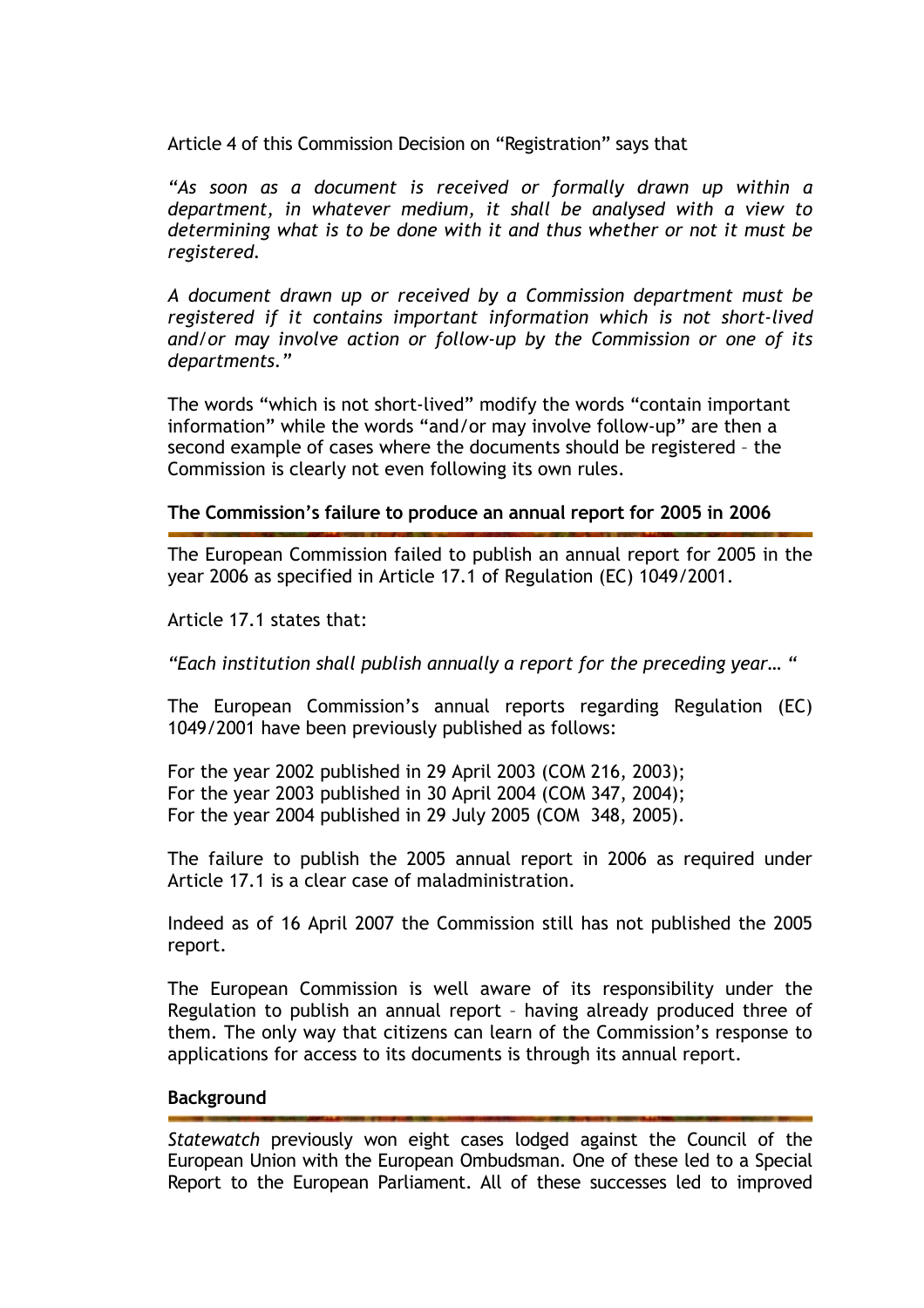Article 4 of this Commission Decision on "Registration" says that

*"As soon as a document is received or formally drawn up within a department, in whatever medium, it shall be analysed with a view to determining what is to be done with it and thus whether or not it must be registered.*

*A document drawn up or received by a Commission department must be registered if it contains important information which is not short-lived and/or may involve action or follow-up by the Commission or one of its departments."*

The words "which is not short-lived" modify the words "contain important information" while the words "and/or may involve follow-up" are then a second example of cases where the documents should be registered – the Commission is clearly not even following its own rules.

### The Commission's failure to produce an annual report for 2005 in 2006

The European Commission failed to publish an annual report for 2005 in the year 2006 as specified in Article 17.1 of Regulation (EC) 1049/2001.

Article 17.1 states that:

*"Each institution shall publish annually a report for the preceding year… "*

The European Commission's annual reports regarding Regulation (EC) 1049/2001 have been previously published as follows:

For the year 2002 published in 29 April 2003 (COM 216, 2003);
For the year 2003 published in 30 April 2004 (COM 347, 2004);
For the year 2004 published in 29 July 2005 (COM 348, 2005).

The failure to publish the 2005 annual report in 2006 as required under Article 17.1 is a clear case of maladministration.

Indeed as of 16 April 2007 the Commission still has not published the 2005 report.

The European Commission is well aware of its responsibility under the Regulation to publish an annual report – having already produced three of them. The only way that citizens can learn of the Commission's response to applications for access to its documents is through its annual report.

### Background

*Statewatch* previously won eight cases lodged against the Council of the European Union with the European Ombudsman. One of these led to a Special Report to the European Parliament. All of these successes led to improved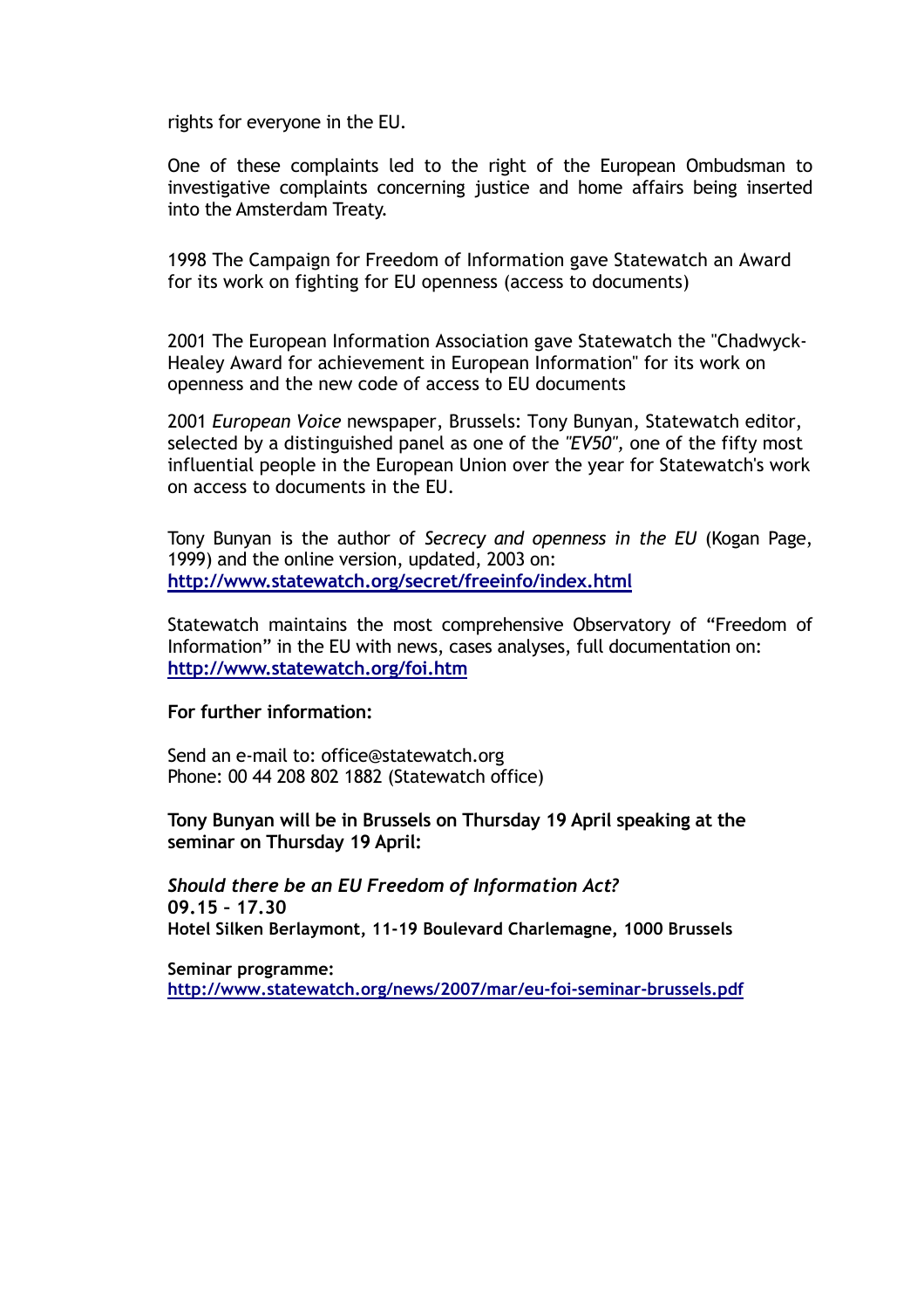rights for everyone in the EU.

One of these complaints led to the right of the European Ombudsman to investigative complaints concerning justice and home affairs being inserted into the Amsterdam Treaty.

1998 The Campaign for Freedom of Information gave Statewatch an Award for its work on fighting for EU openness (access to documents)

2001 The European Information Association gave Statewatch the "Chadwyck-Healey Award for achievement in European Information" for its work on openness and the new code of access to EU documents

2001 *European Voice* newspaper, Brussels: Tony Bunyan, Statewatch editor, selected by a distinguished panel as one of the *"EV50"*, one of the fifty most influential people in the European Union over the year for Statewatch's work on access to documents in the EU.

Tony Bunyan is the author of *Secrecy and openness in the EU* (Kogan Page, 1999) and the online version, updated, 2003 on:
**http://www.statewatch.org/secret/freeinfo/index.html**

Statewatch maintains the most comprehensive Observatory of "Freedom of Information" in the EU with news, cases analyses, full documentation on:
**http://www.statewatch.org/foi.htm**

**For further information:**

Send an e-mail to: office@statewatch.org
Phone: 00 44 208 802 1882 (Statewatch office)

**Tony Bunyan will be in Brussels on Thursday 19 April speaking at the seminar on Thursday 19 April:**

***Should there be an EU Freedom of Information Act?***
**09.15 – 17.30**
**Hotel Silken Berlaymont, 11-19 Boulevard Charlemagne, 1000 Brussels**

**Seminar programme:**
**http://www.statewatch.org/news/2007/mar/eu-foi-seminar-brussels.pdf**